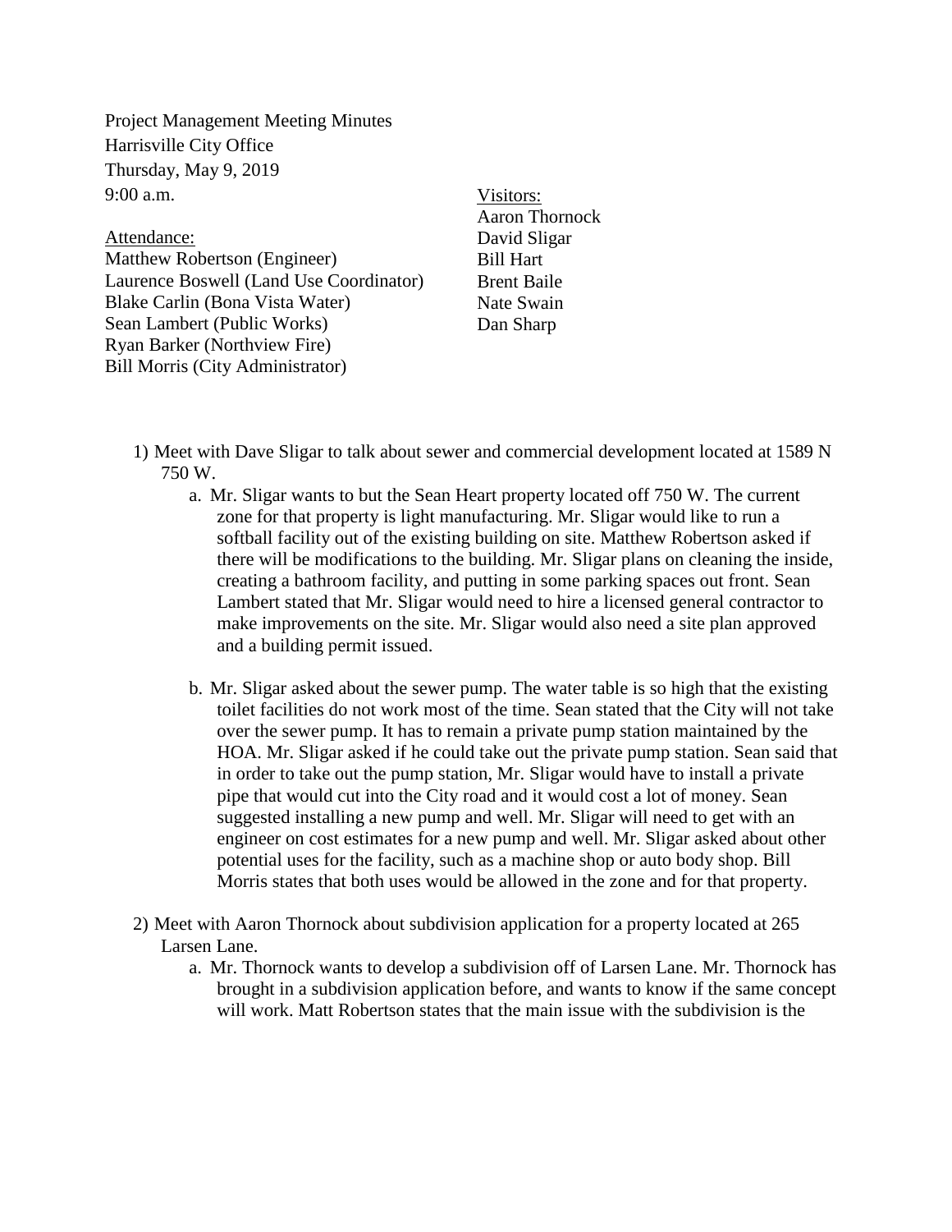Project Management Meeting Minutes
Harrisville City Office
Thursday, May 9, 2019
9:00 a.m.

Attendance:
Matthew Robertson (Engineer)
Laurence Boswell (Land Use Coordinator)
Blake Carlin (Bona Vista Water)
Sean Lambert (Public Works)
Ryan Barker (Northview Fire)
Bill Morris (City Administrator)

Visitors:
Aaron Thornock
David Sligar
Bill Hart
Brent Baile
Nate Swain
Dan Sharp

1) Meet with Dave Sligar to talk about sewer and commercial development located at 1589 N 750 W.
    a. Mr. Sligar wants to but the Sean Heart property located off 750 W. The current zone for that property is light manufacturing. Mr. Sligar would like to run a softball facility out of the existing building on site. Matthew Robertson asked if there will be modifications to the building. Mr. Sligar plans on cleaning the inside, creating a bathroom facility, and putting in some parking spaces out front. Sean Lambert stated that Mr. Sligar would need to hire a licensed general contractor to make improvements on the site. Mr. Sligar would also need a site plan approved and a building permit issued.
    b. Mr. Sligar asked about the sewer pump. The water table is so high that the existing toilet facilities do not work most of the time. Sean stated that the City will not take over the sewer pump. It has to remain a private pump station maintained by the HOA. Mr. Sligar asked if he could take out the private pump station. Sean said that in order to take out the pump station, Mr. Sligar would have to install a private pipe that would cut into the City road and it would cost a lot of money. Sean suggested installing a new pump and well. Mr. Sligar will need to get with an engineer on cost estimates for a new pump and well. Mr. Sligar asked about other potential uses for the facility, such as a machine shop or auto body shop. Bill Morris states that both uses would be allowed in the zone and for that property.
2) Meet with Aaron Thornock about subdivision application for a property located at 265 Larsen Lane.
    a. Mr. Thornock wants to develop a subdivision off of Larsen Lane. Mr. Thornock has brought in a subdivision application before, and wants to know if the same concept will work. Matt Robertson states that the main issue with the subdivision is the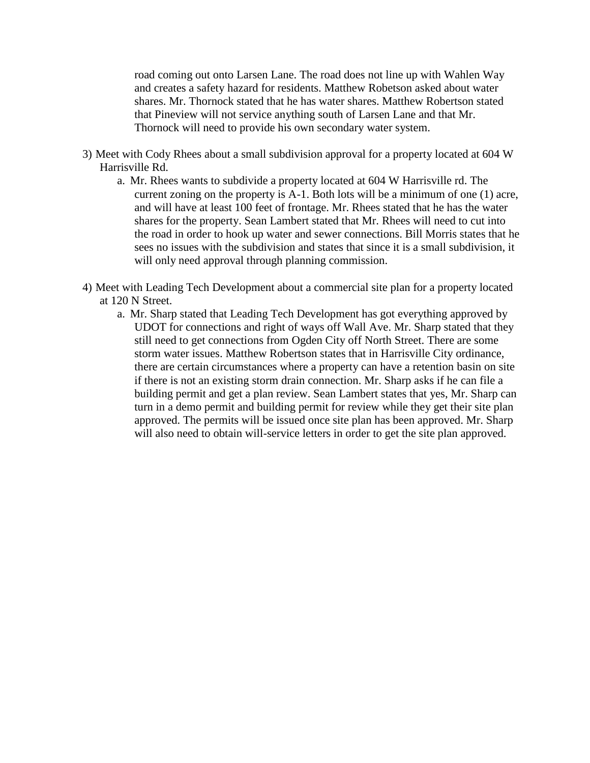road coming out onto Larsen Lane. The road does not line up with Wahlen Way and creates a safety hazard for residents. Matthew Robetson asked about water shares. Mr. Thornock stated that he has water shares. Matthew Robertson stated that Pineview will not service anything south of Larsen Lane and that Mr. Thornock will need to provide his own secondary water system.

3) Meet with Cody Rhees about a small subdivision approval for a property located at 604 W Harrisville Rd.
    a. Mr. Rhees wants to subdivide a property located at 604 W Harrisville rd. The current zoning on the property is A-1. Both lots will be a minimum of one (1) acre, and will have at least 100 feet of frontage. Mr. Rhees stated that he has the water shares for the property. Sean Lambert stated that Mr. Rhees will need to cut into the road in order to hook up water and sewer connections. Bill Morris states that he sees no issues with the subdivision and states that since it is a small subdivision, it will only need approval through planning commission.

4) Meet with Leading Tech Development about a commercial site plan for a property located at 120 N Street.
    a. Mr. Sharp stated that Leading Tech Development has got everything approved by UDOT for connections and right of ways off Wall Ave. Mr. Sharp stated that they still need to get connections from Ogden City off North Street. There are some storm water issues. Matthew Robertson states that in Harrisville City ordinance, there are certain circumstances where a property can have a retention basin on site if there is not an existing storm drain connection. Mr. Sharp asks if he can file a building permit and get a plan review. Sean Lambert states that yes, Mr. Sharp can turn in a demo permit and building permit for review while they get their site plan approved. The permits will be issued once site plan has been approved. Mr. Sharp will also need to obtain will-service letters in order to get the site plan approved.